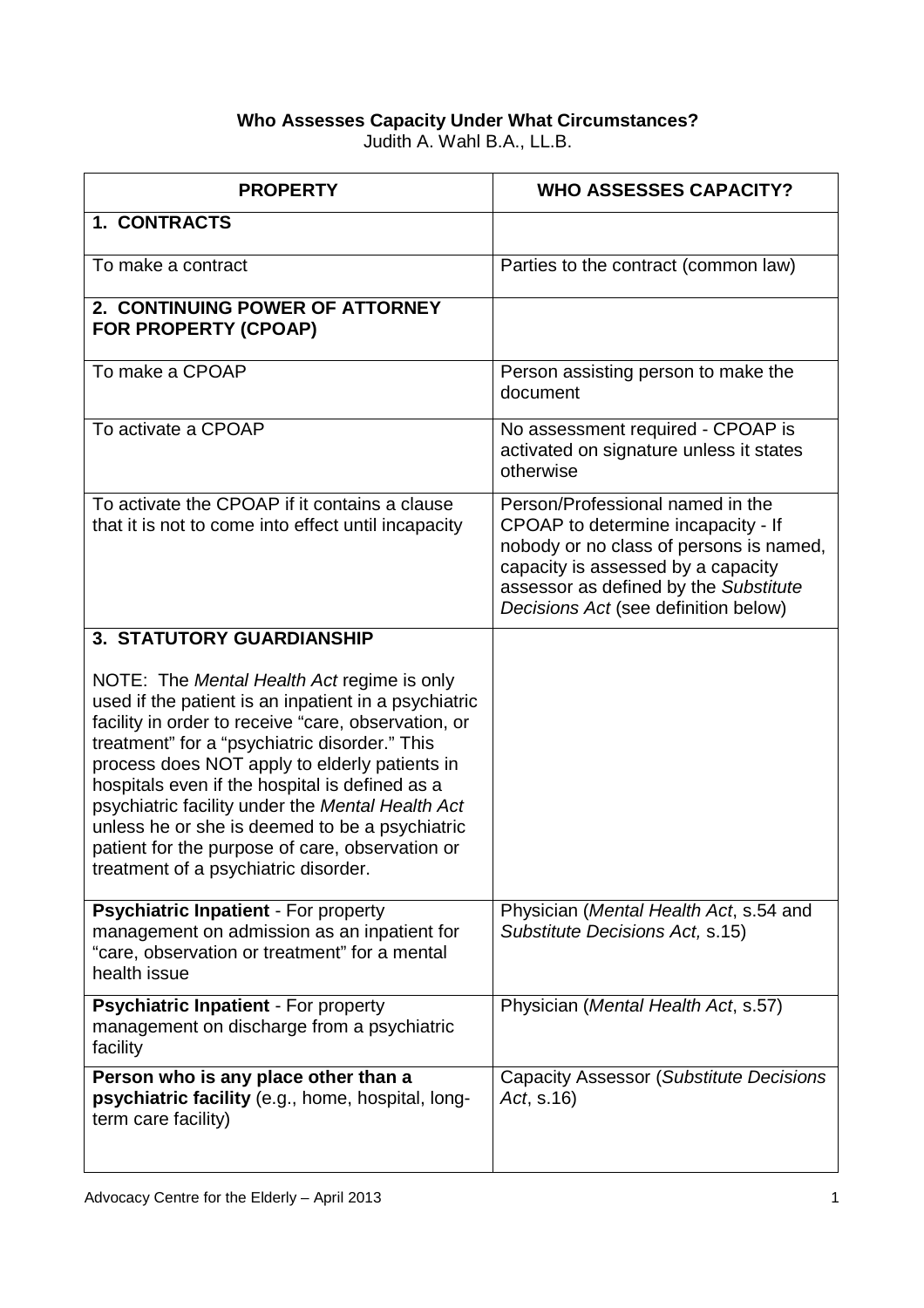**Who Assesses Capacity Under What Circumstances?**

Judith A. Wahl B.A., LL.B.

| PROPERTY | WHO ASSESSES CAPACITY? |
| --- | --- |
| **1. CONTRACTS** | |
| To make a contract | Parties to the contract (common law) |
| **2. CONTINUING POWER OF ATTORNEY FOR PROPERTY (CPOAP)** | |
| To make a CPOAP | Person assisting person to make the document |
| To activate a CPOAP | No assessment required - CPOAP is activated on signature unless it states otherwise |
| To activate the CPOAP if it contains a clause that it is not to come into effect until incapacity | Person/Professional named in the CPOAP to determine incapacity - If nobody or no class of persons is named, capacity is assessed by a capacity assessor as defined by the *Substitute Decisions Act* (see definition below) |
| **3. STATUTORY GUARDIANSHIP**<br><br>NOTE: The *Mental Health Act* regime is only used if the patient is an inpatient in a psychiatric facility in order to receive "care, observation, or treatment" for a "psychiatric disorder." This process does NOT apply to elderly patients in hospitals even if the hospital is defined as a psychiatric facility under the *Mental Health Act* unless he or she is deemed to be a psychiatric patient for the purpose of care, observation or treatment of a psychiatric disorder. | |
| **Psychiatric Inpatient** - For property management on admission as an inpatient for "care, observation or treatment" for a mental health issue | Physician (*Mental Health Act*, s.54 and *Substitute Decisions Act,* s.15) |
| **Psychiatric Inpatient** - For property management on discharge from a psychiatric facility | Physician (*Mental Health Act*, s.57) |
| **Person who is any place other than a psychiatric facility** (e.g., home, hospital, long-term care facility) | Capacity Assessor (*Substitute Decisions Act*, s.16) |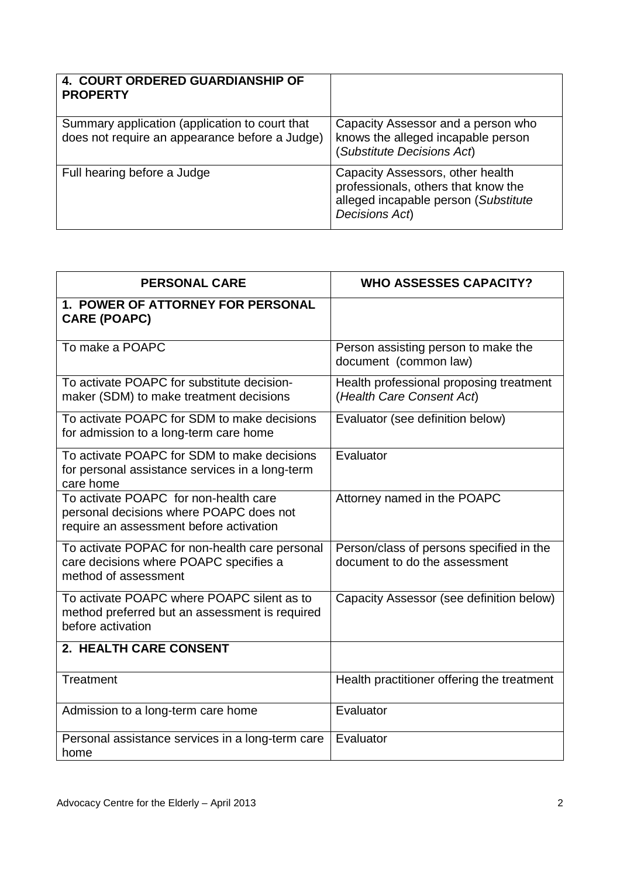| 4. COURT ORDERED GUARDIANSHIP OF PROPERTY | |
|---|---|
| Summary application (application to court that does not require an appearance before a Judge) | Capacity Assessor and a person who knows the alleged incapable person (*Substitute Decisions Act*) |
| Full hearing before a Judge | Capacity Assessors, other health professionals, others that know the alleged incapable person (*Substitute Decisions Act*) |

| PERSONAL CARE | WHO ASSESSES CAPACITY? |
|---|---|
| **1. POWER OF ATTORNEY FOR PERSONAL CARE (POAPC)** | |
| To make a POAPC | Person assisting person to make the document (common law) |
| To activate POAPC for substitute decision-maker (SDM) to make treatment decisions | Health professional proposing treatment (*Health Care Consent Act*) |
| To activate POAPC for SDM to make decisions for admission to a long-term care home | Evaluator (see definition below) |
| To activate POAPC for SDM to make decisions for personal assistance services in a long-term care home | Evaluator |
| To activate POAPC for non-health care personal decisions where POAPC does not require an assessment before activation | Attorney named in the POAPC |
| To activate POPAC for non-health care personal care decisions where POAPC specifies a method of assessment | Person/class of persons specified in the document to do the assessment |
| To activate POAPC where POAPC silent as to method preferred but an assessment is required before activation | Capacity Assessor (see definition below) |
| **2. HEALTH CARE CONSENT** | |
| Treatment | Health practitioner offering the treatment |
| Admission to a long-term care home | Evaluator |
| Personal assistance services in a long-term care home | Evaluator |

Advocacy Centre for the Elderly – April 2013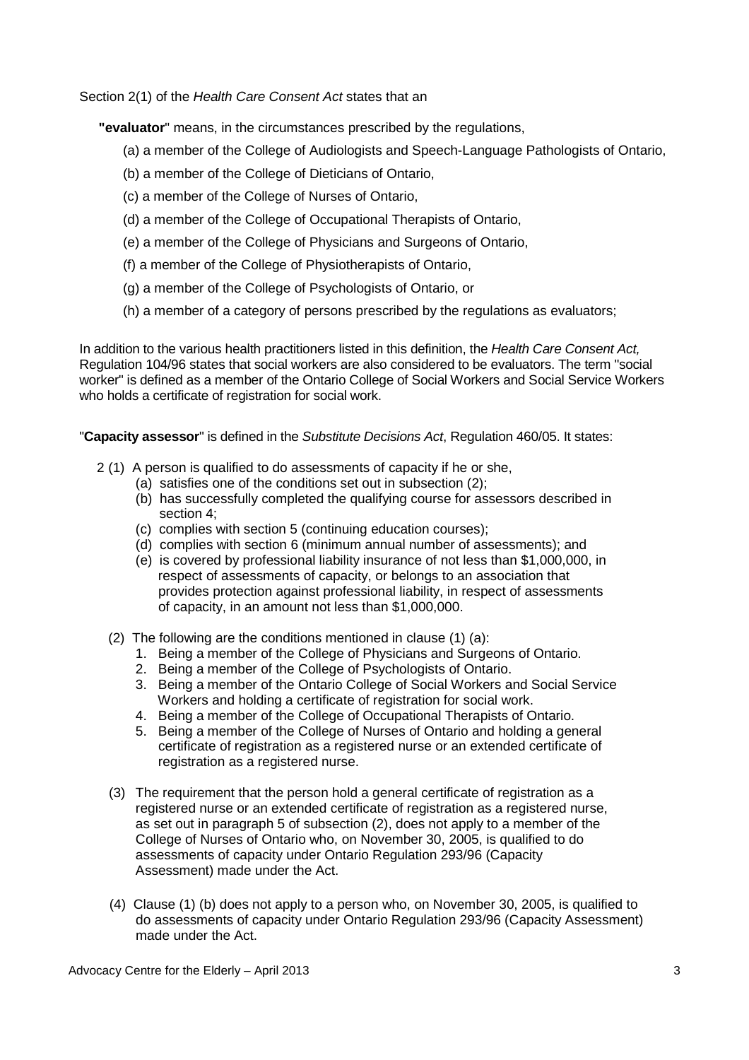Section 2(1) of the *Health Care Consent Act* states that an

**"evaluator**" means, in the circumstances prescribed by the regulations,

(a) a member of the College of Audiologists and Speech-Language Pathologists of Ontario,

(b) a member of the College of Dieticians of Ontario,

(c) a member of the College of Nurses of Ontario,

(d) a member of the College of Occupational Therapists of Ontario,

(e) a member of the College of Physicians and Surgeons of Ontario,

(f) a member of the College of Physiotherapists of Ontario,

(g) a member of the College of Psychologists of Ontario, or

(h) a member of a category of persons prescribed by the regulations as evaluators;

In addition to the various health practitioners listed in this definition, the *Health Care Consent Act,* Regulation 104/96 states that social workers are also considered to be evaluators. The term "social worker" is defined as a member of the Ontario College of Social Workers and Social Service Workers who holds a certificate of registration for social work.

"**Capacity assessor**" is defined in the *Substitute Decisions Act*, Regulation 460/05. It states:

2 (1) A person is qualified to do assessments of capacity if he or she,

- (a) satisfies one of the conditions set out in subsection (2);
- (b) has successfully completed the qualifying course for assessors described in section 4;
- (c) complies with section 5 (continuing education courses);
- (d) complies with section 6 (minimum annual number of assessments); and
- (e) is covered by professional liability insurance of not less than $1,000,000, in respect of assessments of capacity, or belongs to an association that provides protection against professional liability, in respect of assessments of capacity, in an amount not less than $1,000,000.

(2) The following are the conditions mentioned in clause (1) (a):

1. Being a member of the College of Physicians and Surgeons of Ontario.
2. Being a member of the College of Psychologists of Ontario.
3. Being a member of the Ontario College of Social Workers and Social Service Workers and holding a certificate of registration for social work.
4. Being a member of the College of Occupational Therapists of Ontario.
5. Being a member of the College of Nurses of Ontario and holding a general certificate of registration as a registered nurse or an extended certificate of registration as a registered nurse.

(3) The requirement that the person hold a general certificate of registration as a registered nurse or an extended certificate of registration as a registered nurse, as set out in paragraph 5 of subsection (2), does not apply to a member of the College of Nurses of Ontario who, on November 30, 2005, is qualified to do assessments of capacity under Ontario Regulation 293/96 (Capacity Assessment) made under the Act.

(4) Clause (1) (b) does not apply to a person who, on November 30, 2005, is qualified to do assessments of capacity under Ontario Regulation 293/96 (Capacity Assessment) made under the Act.

Advocacy Centre for the Elderly – April 2013